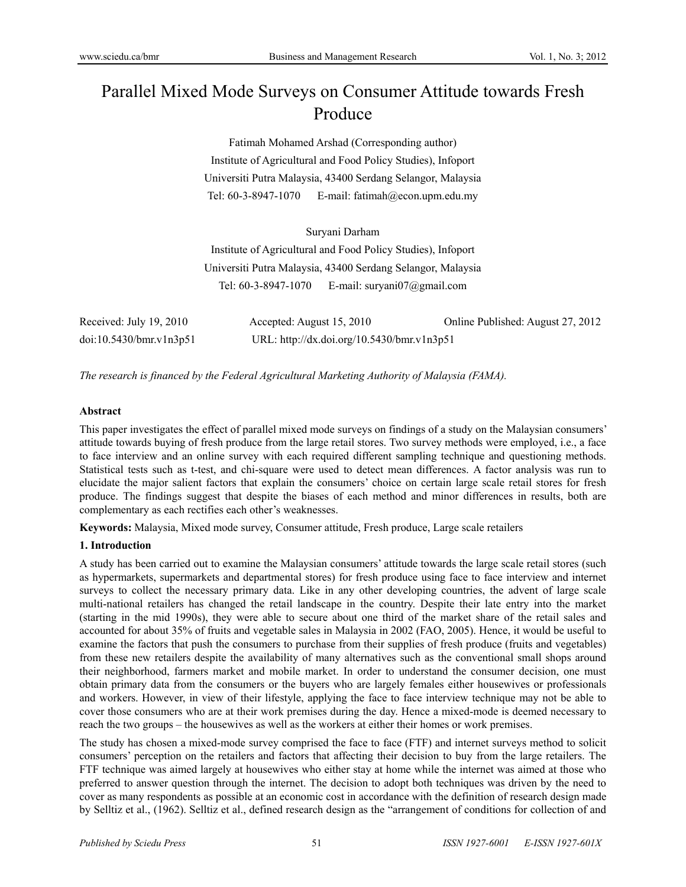# Parallel Mixed Mode Surveys on Consumer Attitude towards Fresh Produce

Fatimah Mohamed Arshad (Corresponding author)

Institute of Agricultural and Food Policy Studies), Infoport

Universiti Putra Malaysia, 43400 Serdang Selangor, Malaysia

Tel: 60-3-8947-1070 E-mail: fatimah@econ.upm.edu.my

Suryani Darham

Institute of Agricultural and Food Policy Studies), Infoport

Universiti Putra Malaysia, 43400 Serdang Selangor, Malaysia

Tel: 60-3-8947-1070 E-mail: suryani07@gmail.com

Received: July 19, 2010 Accepted: August 15, 2010 Online Published: August 27, 2012

doi:10.5430/bmr.v1n3p51 URL: http://dx.doi.org/10.5430/bmr.v1n3p51

*The research is financed by the Federal Agricultural Marketing Authority of Malaysia (FAMA).*

**Abstract**

This paper investigates the effect of parallel mixed mode surveys on findings of a study on the Malaysian consumers' attitude towards buying of fresh produce from the large retail stores. Two survey methods were employed, i.e., a face to face interview and an online survey with each required different sampling technique and questioning methods. Statistical tests such as t-test, and chi-square were used to detect mean differences. A factor analysis was run to elucidate the major salient factors that explain the consumers' choice on certain large scale retail stores for fresh produce. The findings suggest that despite the biases of each method and minor differences in results, both are complementary as each rectifies each other's weaknesses.

**Keywords:** Malaysia, Mixed mode survey, Consumer attitude, Fresh produce, Large scale retailers

## 1. Introduction

A study has been carried out to examine the Malaysian consumers' attitude towards the large scale retail stores (such as hypermarkets, supermarkets and departmental stores) for fresh produce using face to face interview and internet surveys to collect the necessary primary data. Like in any other developing countries, the advent of large scale multi-national retailers has changed the retail landscape in the country. Despite their late entry into the market (starting in the mid 1990s), they were able to secure about one third of the market share of the retail sales and accounted for about 35% of fruits and vegetable sales in Malaysia in 2002 (FAO, 2005). Hence, it would be useful to examine the factors that push the consumers to purchase from their supplies of fresh produce (fruits and vegetables) from these new retailers despite the availability of many alternatives such as the conventional small shops around their neighborhood, farmers market and mobile market. In order to understand the consumer decision, one must obtain primary data from the consumers or the buyers who are largely females either housewives or professionals and workers. However, in view of their lifestyle, applying the face to face interview technique may not be able to cover those consumers who are at their work premises during the day. Hence a mixed-mode is deemed necessary to reach the two groups – the housewives as well as the workers at either their homes or work premises.

The study has chosen a mixed-mode survey comprised the face to face (FTF) and internet surveys method to solicit consumers' perception on the retailers and factors that affecting their decision to buy from the large retailers. The FTF technique was aimed largely at housewives who either stay at home while the internet was aimed at those who preferred to answer question through the internet. The decision to adopt both techniques was driven by the need to cover as many respondents as possible at an economic cost in accordance with the definition of research design made by Selltiz et al., (1962). Selltiz et al., defined research design as the "arrangement of conditions for collection of and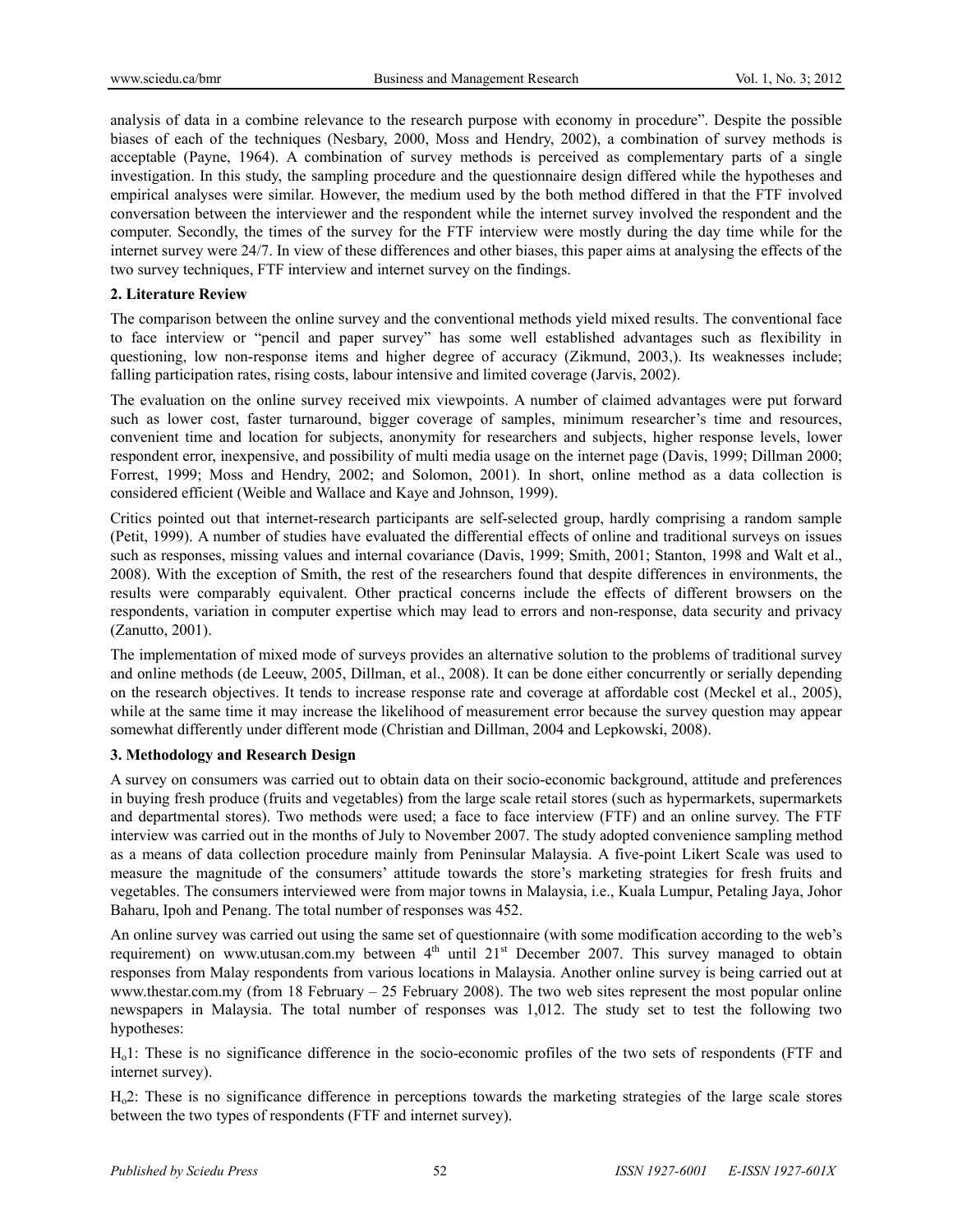analysis of data in a combine relevance to the research purpose with economy in procedure". Despite the possible biases of each of the techniques (Nesbary, 2000, Moss and Hendry, 2002), a combination of survey methods is acceptable (Payne, 1964). A combination of survey methods is perceived as complementary parts of a single investigation. In this study, the sampling procedure and the questionnaire design differed while the hypotheses and empirical analyses were similar. However, the medium used by the both method differed in that the FTF involved conversation between the interviewer and the respondent while the internet survey involved the respondent and the computer. Secondly, the times of the survey for the FTF interview were mostly during the day time while for the internet survey were 24/7. In view of these differences and other biases, this paper aims at analysing the effects of the two survey techniques, FTF interview and internet survey on the findings.

## 2. Literature Review

The comparison between the online survey and the conventional methods yield mixed results. The conventional face to face interview or "pencil and paper survey" has some well established advantages such as flexibility in questioning, low non-response items and higher degree of accuracy (Zikmund, 2003,). Its weaknesses include; falling participation rates, rising costs, labour intensive and limited coverage (Jarvis, 2002).

The evaluation on the online survey received mix viewpoints. A number of claimed advantages were put forward such as lower cost, faster turnaround, bigger coverage of samples, minimum researcher's time and resources, convenient time and location for subjects, anonymity for researchers and subjects, higher response levels, lower respondent error, inexpensive, and possibility of multi media usage on the internet page (Davis, 1999; Dillman 2000; Forrest, 1999; Moss and Hendry, 2002; and Solomon, 2001). In short, online method as a data collection is considered efficient (Weible and Wallace and Kaye and Johnson, 1999).

Critics pointed out that internet-research participants are self-selected group, hardly comprising a random sample (Petit, 1999). A number of studies have evaluated the differential effects of online and traditional surveys on issues such as responses, missing values and internal covariance (Davis, 1999; Smith, 2001; Stanton, 1998 and Walt et al., 2008). With the exception of Smith, the rest of the researchers found that despite differences in environments, the results were comparably equivalent. Other practical concerns include the effects of different browsers on the respondents, variation in computer expertise which may lead to errors and non-response, data security and privacy (Zanutto, 2001).

The implementation of mixed mode of surveys provides an alternative solution to the problems of traditional survey and online methods (de Leeuw, 2005, Dillman, et al., 2008). It can be done either concurrently or serially depending on the research objectives. It tends to increase response rate and coverage at affordable cost (Meckel et al., 2005), while at the same time it may increase the likelihood of measurement error because the survey question may appear somewhat differently under different mode (Christian and Dillman, 2004 and Lepkowski, 2008).

## 3. Methodology and Research Design

A survey on consumers was carried out to obtain data on their socio-economic background, attitude and preferences in buying fresh produce (fruits and vegetables) from the large scale retail stores (such as hypermarkets, supermarkets and departmental stores). Two methods were used; a face to face interview (FTF) and an online survey. The FTF interview was carried out in the months of July to November 2007. The study adopted convenience sampling method as a means of data collection procedure mainly from Peninsular Malaysia. A five-point Likert Scale was used to measure the magnitude of the consumers' attitude towards the store's marketing strategies for fresh fruits and vegetables. The consumers interviewed were from major towns in Malaysia, i.e., Kuala Lumpur, Petaling Jaya, Johor Baharu, Ipoh and Penang. The total number of responses was 452.

An online survey was carried out using the same set of questionnaire (with some modification according to the web's requirement) on www.utusan.com.my between 4th until 21st December 2007. This survey managed to obtain responses from Malay respondents from various locations in Malaysia. Another online survey is being carried out at www.thestar.com.my (from 18 February – 25 February 2008). The two web sites represent the most popular online newspapers in Malaysia. The total number of responses was 1,012. The study set to test the following two hypotheses:

$H_o1$: These is no significance difference in the socio-economic profiles of the two sets of respondents (FTF and internet survey).

$H_o2$: These is no significance difference in perceptions towards the marketing strategies of the large scale stores between the two types of respondents (FTF and internet survey).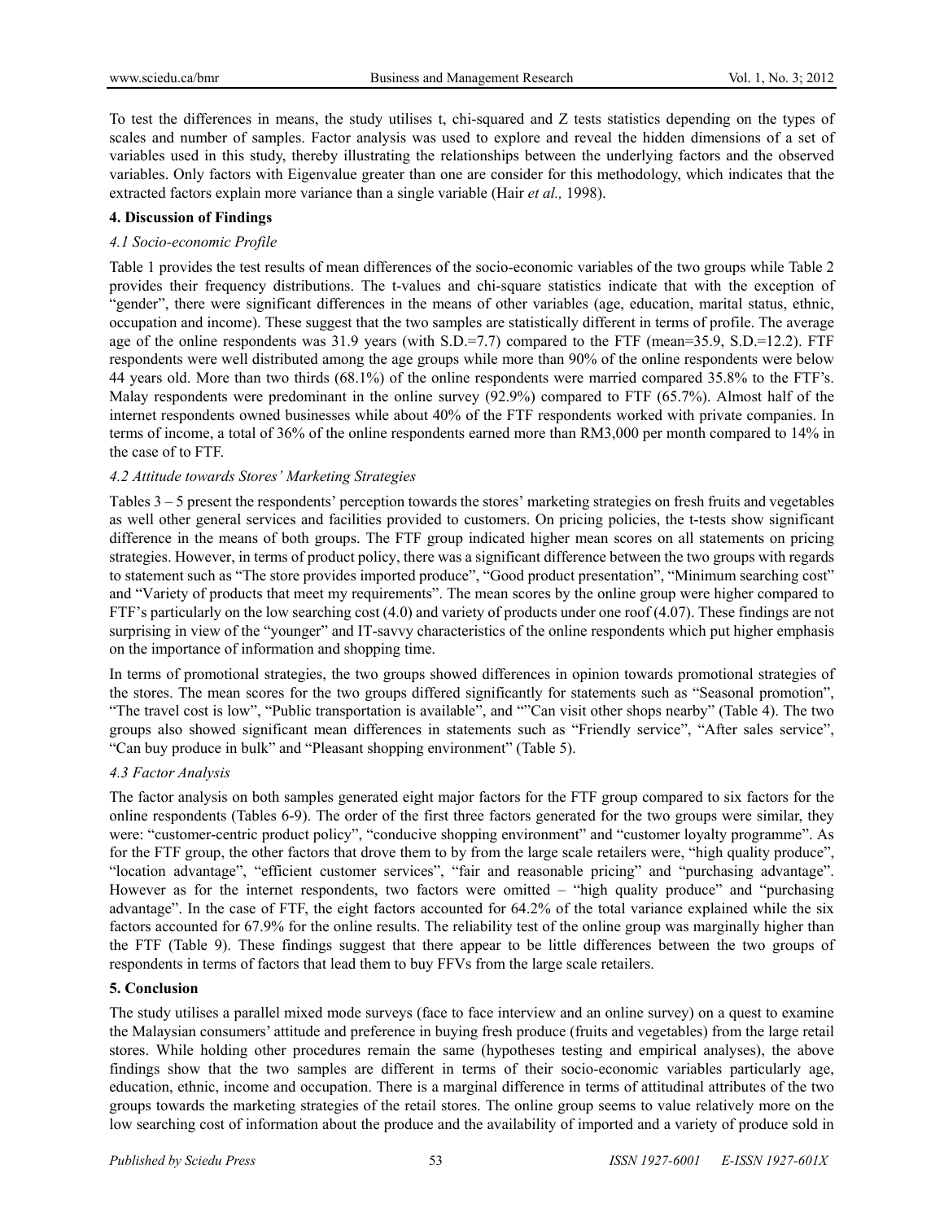To test the differences in means, the study utilises t, chi-squared and Z tests statistics depending on the types of scales and number of samples. Factor analysis was used to explore and reveal the hidden dimensions of a set of variables used in this study, thereby illustrating the relationships between the underlying factors and the observed variables. Only factors with Eigenvalue greater than one are consider for this methodology, which indicates that the extracted factors explain more variance than a single variable (Hair *et al.,* 1998).

## 4. Discussion of Findings

### *4.1 Socio-economic Profile*

Table 1 provides the test results of mean differences of the socio-economic variables of the two groups while Table 2 provides their frequency distributions. The t-values and chi-square statistics indicate that with the exception of "gender", there were significant differences in the means of other variables (age, education, marital status, ethnic, occupation and income). These suggest that the two samples are statistically different in terms of profile. The average age of the online respondents was 31.9 years (with S.D.=7.7) compared to the FTF (mean=35.9, S.D.=12.2). FTF respondents were well distributed among the age groups while more than 90% of the online respondents were below 44 years old. More than two thirds (68.1%) of the online respondents were married compared 35.8% to the FTF's. Malay respondents were predominant in the online survey (92.9%) compared to FTF (65.7%). Almost half of the internet respondents owned businesses while about 40% of the FTF respondents worked with private companies. In terms of income, a total of 36% of the online respondents earned more than RM3,000 per month compared to 14% in the case of to FTF.

### *4.2 Attitude towards Stores' Marketing Strategies*

Tables 3 – 5 present the respondents' perception towards the stores' marketing strategies on fresh fruits and vegetables as well other general services and facilities provided to customers. On pricing policies, the t-tests show significant difference in the means of both groups. The FTF group indicated higher mean scores on all statements on pricing strategies. However, in terms of product policy, there was a significant difference between the two groups with regards to statement such as "The store provides imported produce", "Good product presentation", "Minimum searching cost" and "Variety of products that meet my requirements". The mean scores by the online group were higher compared to FTF's particularly on the low searching cost (4.0) and variety of products under one roof (4.07). These findings are not surprising in view of the "younger" and IT-savvy characteristics of the online respondents which put higher emphasis on the importance of information and shopping time.

In terms of promotional strategies, the two groups showed differences in opinion towards promotional strategies of the stores. The mean scores for the two groups differed significantly for statements such as "Seasonal promotion", "The travel cost is low", "Public transportation is available", and ""Can visit other shops nearby" (Table 4). The two groups also showed significant mean differences in statements such as "Friendly service", "After sales service", "Can buy produce in bulk" and "Pleasant shopping environment" (Table 5).

### *4.3 Factor Analysis*

The factor analysis on both samples generated eight major factors for the FTF group compared to six factors for the online respondents (Tables 6-9). The order of the first three factors generated for the two groups were similar, they were: "customer-centric product policy", "conducive shopping environment" and "customer loyalty programme". As for the FTF group, the other factors that drove them to by from the large scale retailers were, "high quality produce", "location advantage", "efficient customer services", "fair and reasonable pricing" and "purchasing advantage". However as for the internet respondents, two factors were omitted – "high quality produce" and "purchasing advantage". In the case of FTF, the eight factors accounted for 64.2% of the total variance explained while the six factors accounted for 67.9% for the online results. The reliability test of the online group was marginally higher than the FTF (Table 9). These findings suggest that there appear to be little differences between the two groups of respondents in terms of factors that lead them to buy FFVs from the large scale retailers.

## 5. Conclusion

The study utilises a parallel mixed mode surveys (face to face interview and an online survey) on a quest to examine the Malaysian consumers' attitude and preference in buying fresh produce (fruits and vegetables) from the large retail stores. While holding other procedures remain the same (hypotheses testing and empirical analyses), the above findings show that the two samples are different in terms of their socio-economic variables particularly age, education, ethnic, income and occupation. There is a marginal difference in terms of attitudinal attributes of the two groups towards the marketing strategies of the retail stores. The online group seems to value relatively more on the low searching cost of information about the produce and the availability of imported and a variety of produce sold in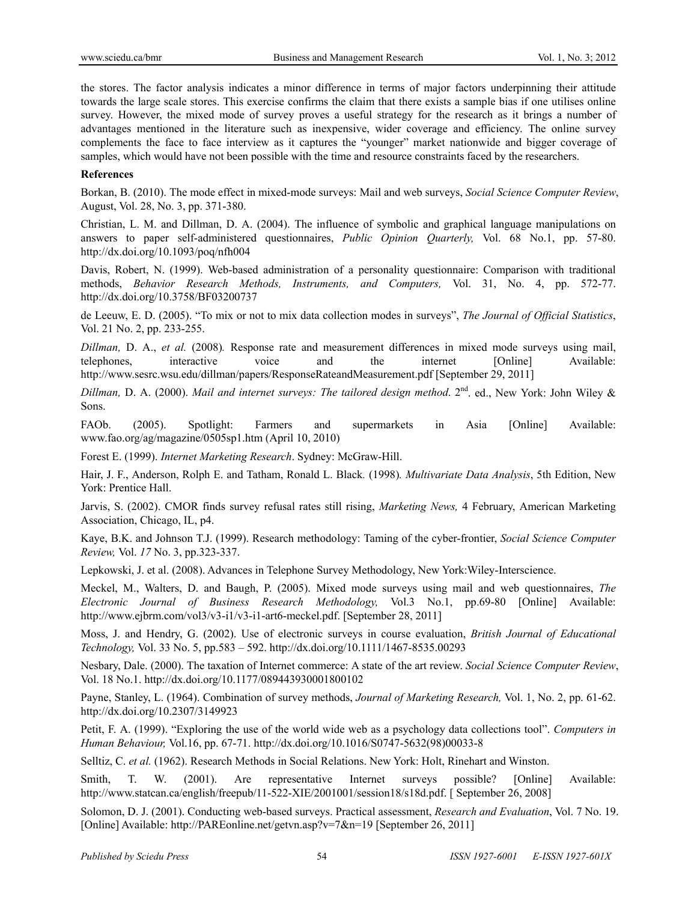the stores. The factor analysis indicates a minor difference in terms of major factors underpinning their attitude towards the large scale stores. This exercise confirms the claim that there exists a sample bias if one utilises online survey. However, the mixed mode of survey proves a useful strategy for the research as it brings a number of advantages mentioned in the literature such as inexpensive, wider coverage and efficiency. The online survey complements the face to face interview as it captures the "younger" market nationwide and bigger coverage of samples, which would have not been possible with the time and resource constraints faced by the researchers.

## References

Borkan, B. (2010). The mode effect in mixed-mode surveys: Mail and web surveys, *Social Science Computer Review*, August, Vol. 28, No. 3, pp. 371-380.

Christian, L. M. and Dillman, D. A. (2004). The influence of symbolic and graphical language manipulations on answers to paper self-administered questionnaires, *Public Opinion Quarterly,* Vol. 68 No.1, pp. 57-80. http://dx.doi.org/10.1093/poq/nfh004

Davis, Robert, N. (1999). Web-based administration of a personality questionnaire: Comparison with traditional methods, *Behavior Research Methods, Instruments, and Computers,* Vol. 31, No. 4, pp. 572-77. http://dx.doi.org/10.3758/BF03200737

de Leeuw, E. D. (2005). "To mix or not to mix data collection modes in surveys", *The Journal of Official Statistics*, Vol. 21 No. 2, pp. 233-255.

*Dillman,* D. A., *et al.* (2008)*.* Response rate and measurement differences in mixed mode surveys using mail, telephones, interactive voice and the internet [Online] Available: http://www.sesrc.wsu.edu/dillman/papers/ResponseRateandMeasurement.pdf [September 29, 2011]

*Dillman,* D. A. (2000). *Mail and internet surveys: The tailored design method*. 2nd. ed., New York: John Wiley & Sons.

FAOb. (2005). Spotlight: Farmers and supermarkets in Asia [Online] Available: www.fao.org/ag/magazine/0505sp1.htm (April 10, 2010)

Forest E. (1999). *Internet Marketing Research*. Sydney: McGraw-Hill.

Hair, J. F., Anderson, Rolph E. and Tatham, Ronald L. Black*.* (1998)*. Multivariate Data Analysis*, 5th Edition, New York: Prentice Hall.

Jarvis, S. (2002). CMOR finds survey refusal rates still rising, *Marketing News,* 4 February, American Marketing Association, Chicago, IL, p4.

Kaye, B.K. and Johnson T.J. (1999). Research methodology: Taming of the cyber-frontier, *Social Science Computer Review,* Vol. *17* No. 3, pp.323-337.

Lepkowski, J. et al. (2008). Advances in Telephone Survey Methodology, New York:Wiley-Interscience.

Meckel, M., Walters, D. and Baugh, P. (2005). Mixed mode surveys using mail and web questionnaires, *The Electronic Journal of Business Research Methodology,* Vol.3 No.1, pp.69-80 [Online] Available: http://www.ejbrm.com/vol3/v3-i1/v3-i1-art6-meckel.pdf. [September 28, 2011]

Moss, J. and Hendry, G. (2002). Use of electronic surveys in course evaluation, *British Journal of Educational Technology,* Vol. 33 No. 5, pp.583 – 592. http://dx.doi.org/10.1111/1467-8535.00293

Nesbary, Dale. (2000). The taxation of Internet commerce: A state of the art review. *Social Science Computer Review*, Vol. 18 No.1. http://dx.doi.org/10.1177/089443930001800102

Payne, Stanley, L. (1964). Combination of survey methods, *Journal of Marketing Research,* Vol. 1, No. 2, pp. 61-62. http://dx.doi.org/10.2307/3149923

Petit, F. A. (1999). "Exploring the use of the world wide web as a psychology data collections tool". *Computers in Human Behaviour,* Vol.16, pp. 67-71. http://dx.doi.org/10.1016/S0747-5632(98)00033-8

Selltiz, C. *et al.* (1962). Research Methods in Social Relations. New York: Holt, Rinehart and Winston.

Smith, T. W. (2001). Are representative Internet surveys possible? [Online] Available: http://www.statcan.ca/english/freepub/11-522-XIE/2001001/session18/s18d.pdf. [ September 26, 2008]

Solomon, D. J. (2001). Conducting web-based surveys. Practical assessment, *Research and Evaluation*, Vol. 7 No. 19. [Online] Available: http://PAREonline.net/getvn.asp?v=7&n=19 [September 26, 2011]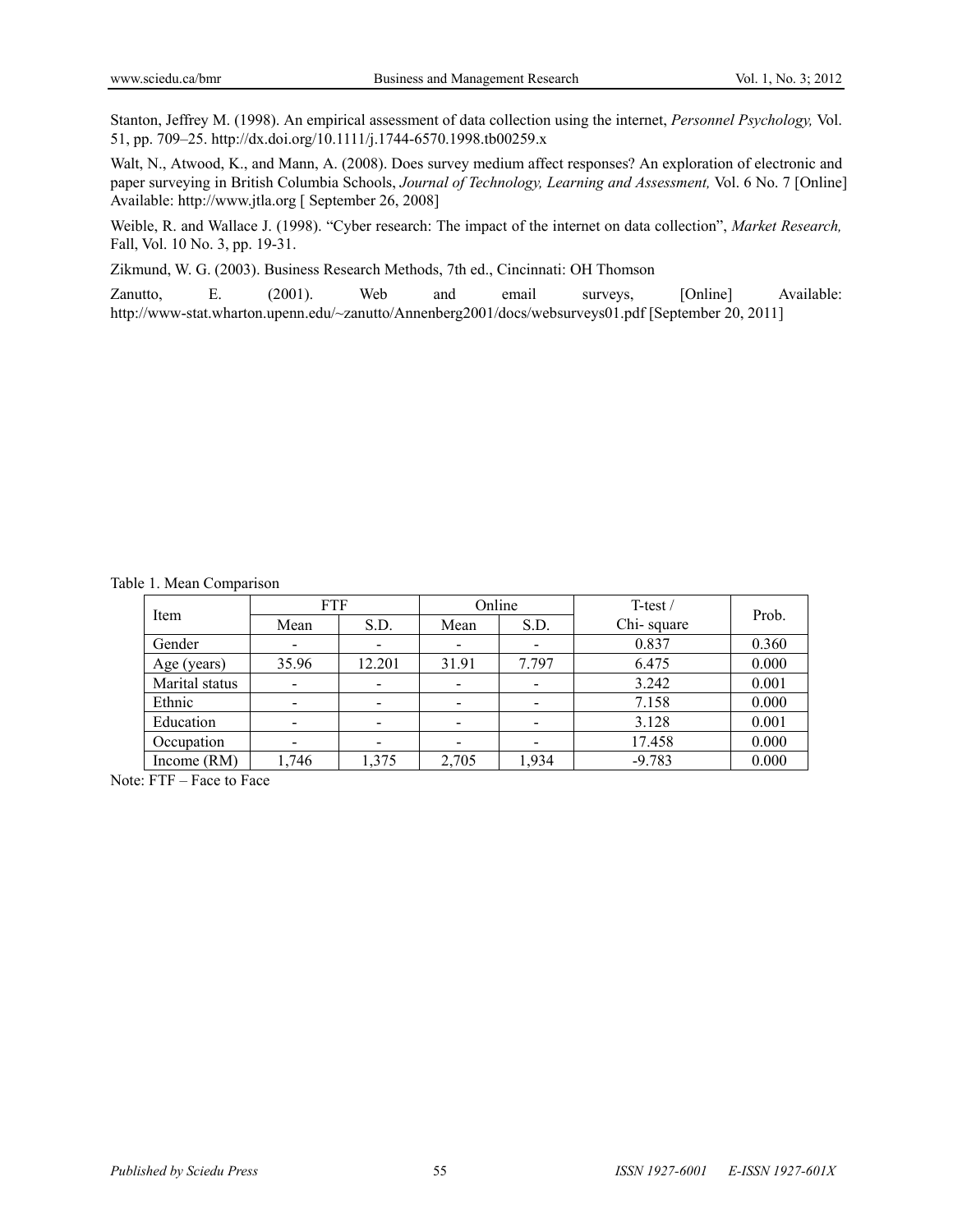Stanton, Jeffrey M. (1998). An empirical assessment of data collection using the internet, *Personnel Psychology,* Vol. 51, pp. 709–25. http://dx.doi.org/10.1111/j.1744-6570.1998.tb00259.x

Walt, N., Atwood, K., and Mann, A. (2008). Does survey medium affect responses? An exploration of electronic and paper surveying in British Columbia Schools, *Journal of Technology, Learning and Assessment,* Vol. 6 No. 7 [Online] Available: http://www.jtla.org [ September 26, 2008]

Weible, R. and Wallace J. (1998). "Cyber research: The impact of the internet on data collection", *Market Research,* Fall, Vol. 10 No. 3, pp. 19-31.

Zikmund, W. G. (2003). Business Research Methods, 7th ed., Cincinnati: OH Thomson

Zanutto, E. (2001). Web and email surveys, [Online] Available: http://www-stat.wharton.upenn.edu/~zanutto/Annenberg2001/docs/websurveys01.pdf [September 20, 2011]

Table 1. Mean Comparison

| Item | FTF | | Online | | T-test / Chi- square | Prob. |
|---|---|---|---|---|---|---|
| | Mean | S.D. | Mean | S.D. | | |
| Gender | - | - | - | - | 0.837 | 0.360 |
| Age (years) | 35.96 | 12.201 | 31.91 | 7.797 | 6.475 | 0.000 |
| Marital status | - | - | - | - | 3.242 | 0.001 |
| Ethnic | - | - | - | - | 7.158 | 0.000 |
| Education | - | - | - | - | 3.128 | 0.001 |
| Occupation | - | - | - | - | 17.458 | 0.000 |
| Income (RM) | 1,746 | 1,375 | 2,705 | 1,934 | -9.783 | 0.000 |

Note: FTF – Face to Face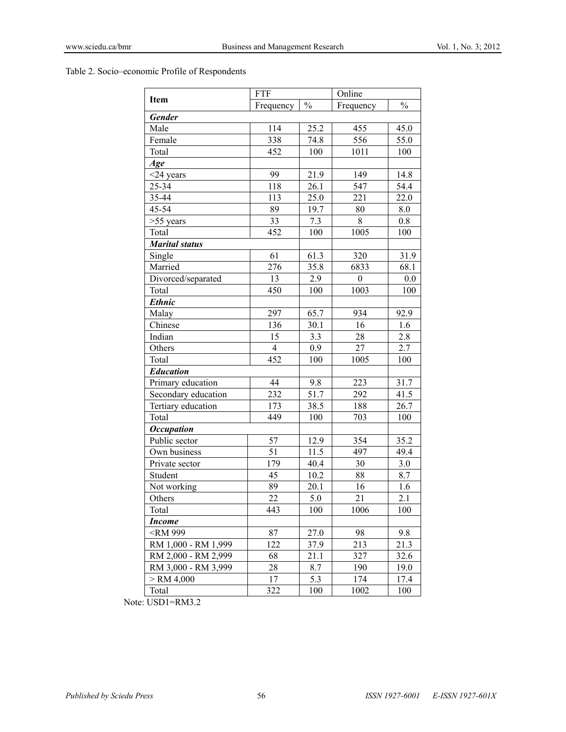Table 2. Socio–economic Profile of Respondents

| Item | FTF | | Online | |
|---|---|---|---|---|
| | Frequency | % | Frequency | % |
| ***Gender*** | | | | |
| Male | 114 | 25.2 | 455 | 45.0 |
| Female | 338 | 74.8 | 556 | 55.0 |
| Total | 452 | 100 | 1011 | 100 |
| ***Age*** | | | | |
| <24 years | 99 | 21.9 | 149 | 14.8 |
| 25-34 | 118 | 26.1 | 547 | 54.4 |
| 35-44 | 113 | 25.0 | 221 | 22.0 |
| 45-54 | 89 | 19.7 | 80 | 8.0 |
| >55 years | 33 | 7.3 | 8 | 0.8 |
| Total | 452 | 100 | 1005 | 100 |
| ***Marital status*** | | | | |
| Single | 61 | 61.3 | 320 | 31.9 |
| Married | 276 | 35.8 | 6833 | 68.1 |
| Divorced/separated | 13 | 2.9 | 0 | 0.0 |
| Total | 450 | 100 | 1003 | 100 |
| ***Ethnic*** | | | | |
| Malay | 297 | 65.7 | 934 | 92.9 |
| Chinese | 136 | 30.1 | 16 | 1.6 |
| Indian | 15 | 3.3 | 28 | 2.8 |
| Others | 4 | 0.9 | 27 | 2.7 |
| Total | 452 | 100 | 1005 | 100 |
| ***Education*** | | | | |
| Primary education | 44 | 9.8 | 223 | 31.7 |
| Secondary education | 232 | 51.7 | 292 | 41.5 |
| Tertiary education | 173 | 38.5 | 188 | 26.7 |
| Total | 449 | 100 | 703 | 100 |
| ***Occupation*** | | | | |
| Public sector | 57 | 12.9 | 354 | 35.2 |
| Own business | 51 | 11.5 | 497 | 49.4 |
| Private sector | 179 | 40.4 | 30 | 3.0 |
| Student | 45 | 10.2 | 88 | 8.7 |
| Not working | 89 | 20.1 | 16 | 1.6 |
| Others | 22 | 5.0 | 21 | 2.1 |
| Total | 443 | 100 | 1006 | 100 |
| ***Income*** | | | | |
| <RM 999 | 87 | 27.0 | 98 | 9.8 |
| RM 1,000 - RM 1,999 | 122 | 37.9 | 213 | 21.3 |
| RM 2,000 - RM 2,999 | 68 | 21.1 | 327 | 32.6 |
| RM 3,000 - RM 3,999 | 28 | 8.7 | 190 | 19.0 |
| > RM 4,000 | 17 | 5.3 | 174 | 17.4 |
| Total | 322 | 100 | 1002 | 100 |

Note: USD1=RM3.2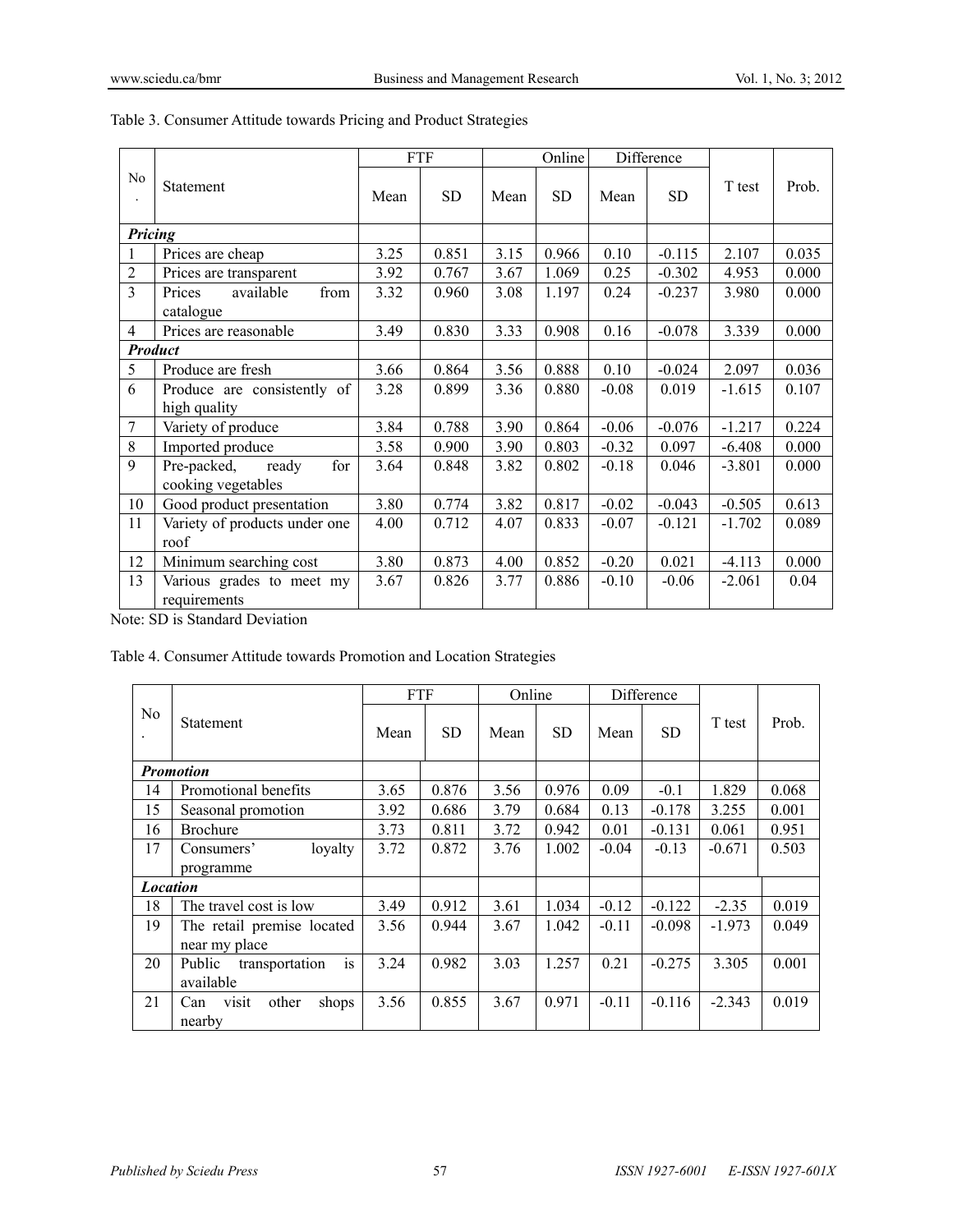Table 3. Consumer Attitude towards Pricing and Product Strategies

| No. | Statement | FTF | | Online | | Difference | | T test | Prob. |
|---|---|---|---|---|---|---|---|---|---|
| | | Mean | SD | Mean | SD | Mean | SD | | |
| ***Pricing*** | | | | | | | | | |
| 1 | Prices are cheap | 3.25 | 0.851 | 3.15 | 0.966 | 0.10 | -0.115 | 2.107 | 0.035 |
| 2 | Prices are transparent | 3.92 | 0.767 | 3.67 | 1.069 | 0.25 | -0.302 | 4.953 | 0.000 |
| 3 | Prices available from catalogue | 3.32 | 0.960 | 3.08 | 1.197 | 0.24 | -0.237 | 3.980 | 0.000 |
| 4 | Prices are reasonable | 3.49 | 0.830 | 3.33 | 0.908 | 0.16 | -0.078 | 3.339 | 0.000 |
| ***Product*** | | | | | | | | | |
| 5 | Produce are fresh | 3.66 | 0.864 | 3.56 | 0.888 | 0.10 | -0.024 | 2.097 | 0.036 |
| 6 | Produce are consistently of high quality | 3.28 | 0.899 | 3.36 | 0.880 | -0.08 | 0.019 | -1.615 | 0.107 |
| 7 | Variety of produce | 3.84 | 0.788 | 3.90 | 0.864 | -0.06 | -0.076 | -1.217 | 0.224 |
| 8 | Imported produce | 3.58 | 0.900 | 3.90 | 0.803 | -0.32 | 0.097 | -6.408 | 0.000 |
| 9 | Pre-packed, ready for cooking vegetables | 3.64 | 0.848 | 3.82 | 0.802 | -0.18 | 0.046 | -3.801 | 0.000 |
| 10 | Good product presentation | 3.80 | 0.774 | 3.82 | 0.817 | -0.02 | -0.043 | -0.505 | 0.613 |
| 11 | Variety of products under one roof | 4.00 | 0.712 | 4.07 | 0.833 | -0.07 | -0.121 | -1.702 | 0.089 |
| 12 | Minimum searching cost | 3.80 | 0.873 | 4.00 | 0.852 | -0.20 | 0.021 | -4.113 | 0.000 |
| 13 | Various grades to meet my requirements | 3.67 | 0.826 | 3.77 | 0.886 | -0.10 | -0.06 | -2.061 | 0.04 |

Note: SD is Standard Deviation

Table 4. Consumer Attitude towards Promotion and Location Strategies

| No. | Statement | FTF | | Online | | Difference | | T test | Prob. |
|---|---|---|---|---|---|---|---|---|---|
| | | Mean | SD | Mean | SD | Mean | SD | | |
| ***Promotion*** | | | | | | | | | |
| 14 | Promotional benefits | 3.65 | 0.876 | 3.56 | 0.976 | 0.09 | -0.1 | 1.829 | 0.068 |
| 15 | Seasonal promotion | 3.92 | 0.686 | 3.79 | 0.684 | 0.13 | -0.178 | 3.255 | 0.001 |
| 16 | Brochure | 3.73 | 0.811 | 3.72 | 0.942 | 0.01 | -0.131 | 0.061 | 0.951 |
| 17 | Consumers' loyalty programme | 3.72 | 0.872 | 3.76 | 1.002 | -0.04 | -0.13 | -0.671 | 0.503 |
| ***Location*** | | | | | | | | | |
| 18 | The travel cost is low | 3.49 | 0.912 | 3.61 | 1.034 | -0.12 | -0.122 | -2.35 | 0.019 |
| 19 | The retail premise located near my place | 3.56 | 0.944 | 3.67 | 1.042 | -0.11 | -0.098 | -1.973 | 0.049 |
| 20 | Public transportation is available | 3.24 | 0.982 | 3.03 | 1.257 | 0.21 | -0.275 | 3.305 | 0.001 |
| 21 | Can visit other shops nearby | 3.56 | 0.855 | 3.67 | 0.971 | -0.11 | -0.116 | -2.343 | 0.019 |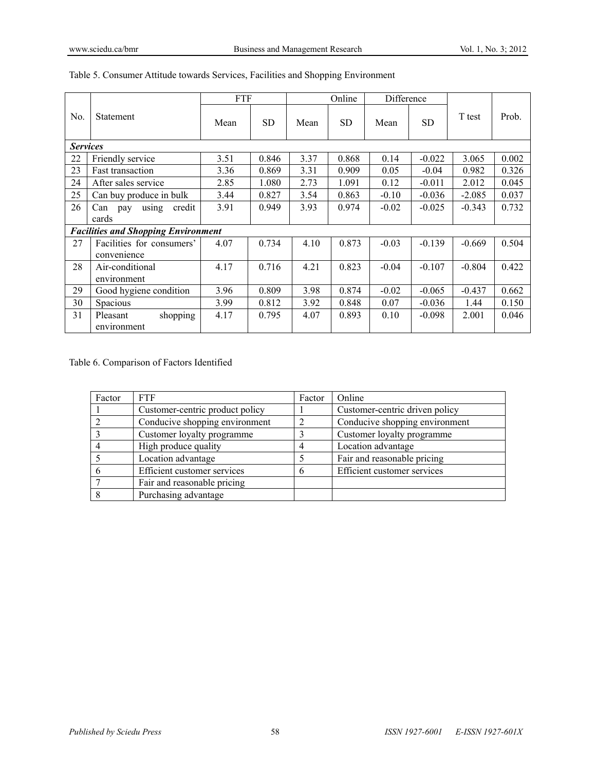Table 5. Consumer Attitude towards Services, Facilities and Shopping Environment

| No. | Statement | FTF | | Online | | Difference | | T test | Prob. |
|---|---|---|---|---|---|---|---|---|---|
| | | Mean | SD | Mean | SD | Mean | SD | | |
| ***Services*** | | | | | | | | | |
| 22 | Friendly service | 3.51 | 0.846 | 3.37 | 0.868 | 0.14 | -0.022 | 3.065 | 0.002 |
| 23 | Fast transaction | 3.36 | 0.869 | 3.31 | 0.909 | 0.05 | -0.04 | 0.982 | 0.326 |
| 24 | After sales service | 2.85 | 1.080 | 2.73 | 1.091 | 0.12 | -0.011 | 2.012 | 0.045 |
| 25 | Can buy produce in bulk | 3.44 | 0.827 | 3.54 | 0.863 | -0.10 | -0.036 | -2.085 | 0.037 |
| 26 | Can pay using credit cards | 3.91 | 0.949 | 3.93 | 0.974 | -0.02 | -0.025 | -0.343 | 0.732 |
| ***Facilities and Shopping Environment*** | | | | | | | | | |
| 27 | Facilities for consumers' convenience | 4.07 | 0.734 | 4.10 | 0.873 | -0.03 | -0.139 | -0.669 | 0.504 |
| 28 | Air-conditional environment | 4.17 | 0.716 | 4.21 | 0.823 | -0.04 | -0.107 | -0.804 | 0.422 |
| 29 | Good hygiene condition | 3.96 | 0.809 | 3.98 | 0.874 | -0.02 | -0.065 | -0.437 | 0.662 |
| 30 | Spacious | 3.99 | 0.812 | 3.92 | 0.848 | 0.07 | -0.036 | 1.44 | 0.150 |
| 31 | Pleasant shopping environment | 4.17 | 0.795 | 4.07 | 0.893 | 0.10 | -0.098 | 2.001 | 0.046 |

Table 6. Comparison of Factors Identified

| Factor | FTF | Factor | Online |
|---|---|---|---|
| 1 | Customer-centric product policy | 1 | Customer-centric driven policy |
| 2 | Conducive shopping environment | 2 | Conducive shopping environment |
| 3 | Customer loyalty programme | 3 | Customer loyalty programme |
| 4 | High produce quality | 4 | Location advantage |
| 5 | Location advantage | 5 | Fair and reasonable pricing |
| 6 | Efficient customer services | 6 | Efficient customer services |
| 7 | Fair and reasonable pricing | | |
| 8 | Purchasing advantage | | |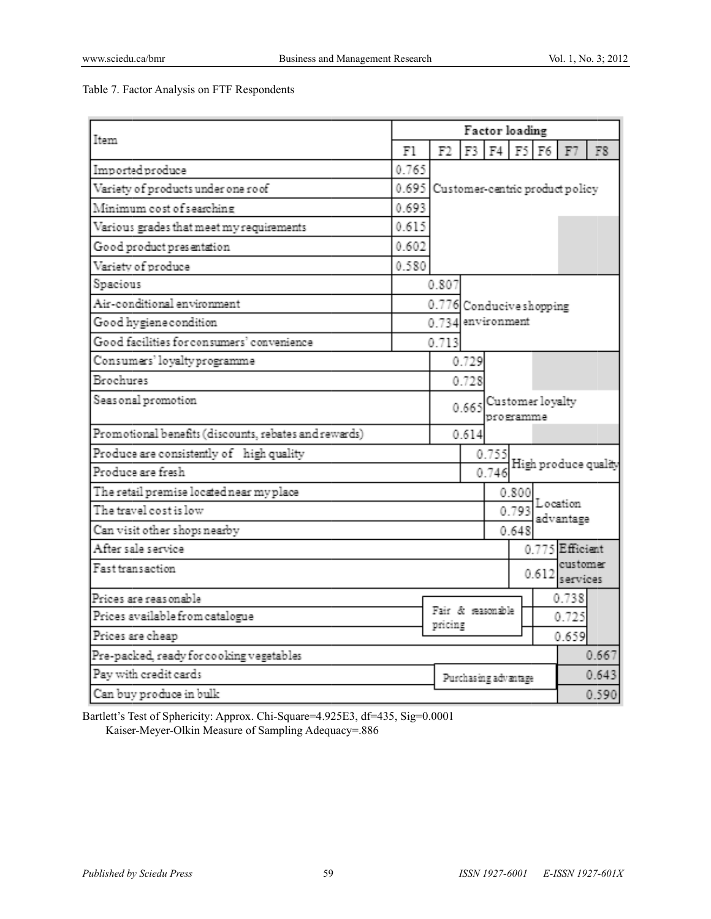Table 7. Factor Analysis on FTF Respondents

| Item | Factor loading | | | | | | | |
|---|---|---|---|---|---|---|---|---|
| | F1 | F2 | F3 | F4 | F5 | F6 | F7 | F8 |
| Imported produce | 0.765 | | | | | | | |
| Variety of products under one roof | 0.695 | Customer-centric product policy | | | | | | |
| Minimum cost of searching | 0.693 | | | | | | | |
| Various grades that meet my requirements | 0.615 | | | | | | | |
| Good product presentation | 0.602 | | | | | | | |
| Variety of produce | 0.580 | | | | | | | |
| Spacious | | 0.807 | | | | | | |
| Air-conditional environment | | 0.776 | Conducive shopping environment | | | | | |
| Good hygiene condition | | 0.734 | | | | | | |
| Good facilities for consumers' convenience | | 0.713 | | | | | | |
| Consumers' loyalty programme | | | 0.729 | | | | | |
| Brochures | | | 0.728 | | | | | |
| Seasonal promotion | | | 0.665 | Customer loyalty programme | | | | |
| Promotional benefits (discounts, rebates and rewards) | | | 0.614 | | | | | |
| Produce are consistently of high quality | | | | 0.755 | High produce quality | | | |
| Produce are fresh | | | | 0.746 | | | | |
| The retail premise located near my place | | | | | 0.800 | | | |
| The travel cost is low | | | | | 0.793 | Location advantage | | |
| Can visit other shops nearby | | | | | 0.648 | | | |
| After sale service | | | | | | 0.775 | Efficient customer services | |
| Fast transaction | | | | | | 0.612 | | |
| Prices are reasonable | | | | | | | 0.738 | |
| Prices available from catalogue | | Fair & reasonable pricing | | | | | 0.725 | |
| Prices are cheap | | | | | | | 0.659 | |
| Pre-packed, ready for cooking vegetables | | | | | | | | 0.667 |
| Pay with credit cards | | | | Purchasing advantage | | | | 0.643 |
| Can buy produce in bulk | | | | | | | | 0.590 |

Bartlett's Test of Sphericity: Approx. Chi-Square=4.925E3, df=435, Sig=0.0001

Kaiser-Meyer-Olkin Measure of Sampling Adequacy=.886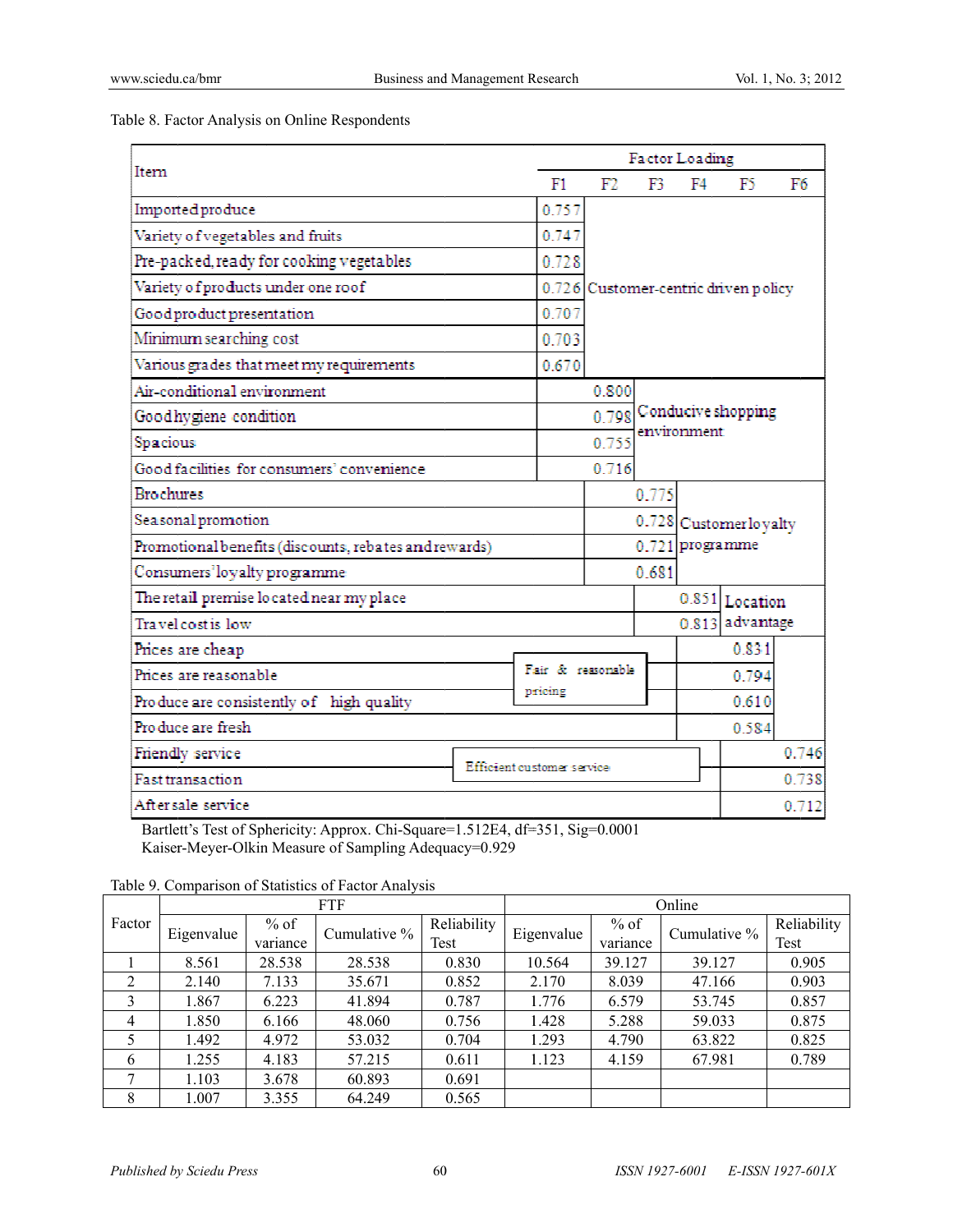Table 8. Factor Analysis on Online Respondents

| Item | F1 | F2 | F3 | F4 | F5 | F6 | Factor |
|---|---|---|---|---|---|---|---|
| Imported produce | 0.757 | | | | | | Customer-centric driven policy |
| Variety of vegetables and fruits | 0.747 | | | | | | Customer-centric driven policy |
| Pre-packed, ready for cooking vegetables | 0.728 | | | | | | Customer-centric driven policy |
| Variety of products under one roof | 0.726 | | | | | | Customer-centric driven policy |
| Good product presentation | 0.707 | | | | | | Customer-centric driven policy |
| Minimum searching cost | 0.703 | | | | | | Customer-centric driven policy |
| Various grades that meet my requirements | 0.670 | | | | | | Customer-centric driven policy |
| Air-conditional environment | | 0.800 | | | | | Conducive shopping environment |
| Good hygiene condition | | 0.798 | | | | | Conducive shopping environment |
| Spacious | | 0.755 | | | | | Conducive shopping environment |
| Good facilities for consumers' convenience | | 0.716 | | | | | Conducive shopping environment |
| Brochures | | | 0.775 | | | | Customer loyalty programme |
| Seasonal promotion | | | 0.728 | | | | Customer loyalty programme |
| Promotional benefits (discounts, rebates and rewards) | | | 0.721 | | | | Customer loyalty programme |
| Consumers' loyalty programme | | | 0.681 | | | | Customer loyalty programme |
| The retail premise located near my place | | | | 0.851 | | | Location advantage |
| Travel cost is low | | | | 0.813 | | | Location advantage |
| Prices are cheap | | | | | 0.831 | | Fair & reasonable pricing |
| Prices are reasonable | | | | | 0.794 | | Fair & reasonable pricing |
| Produce are consistently of high quality | | | | | 0.610 | | Fair & reasonable pricing |
| Produce are fresh | | | | | 0.584 | | Fair & reasonable pricing |
| Friendly service | | | | | | 0.746 | Efficient customer service |
| Fast transaction | | | | | | 0.738 | Efficient customer service |
| After sale service | | | | | | 0.712 | Efficient customer service |

Bartlett's Test of Sphericity: Approx. Chi-Square=1.512E4, df=351, Sig=0.0001
Kaiser-Meyer-Olkin Measure of Sampling Adequacy=0.929

Table 9. Comparison of Statistics of Factor Analysis

| Factor | FTF | | | | Online | | | |
|---|---|---|---|---|---|---|---|---|
| | Eigenvalue | % of variance | Cumulative % | Reliability Test | Eigenvalue | % of variance | Cumulative % | Reliability Test |
| 1 | 8.561 | 28.538 | 28.538 | 0.830 | 10.564 | 39.127 | 39.127 | 0.905 |
| 2 | 2.140 | 7.133 | 35.671 | 0.852 | 2.170 | 8.039 | 47.166 | 0.903 |
| 3 | 1.867 | 6.223 | 41.894 | 0.787 | 1.776 | 6.579 | 53.745 | 0.857 |
| 4 | 1.850 | 6.166 | 48.060 | 0.756 | 1.428 | 5.288 | 59.033 | 0.875 |
| 5 | 1.492 | 4.972 | 53.032 | 0.704 | 1.293 | 4.790 | 63.822 | 0.825 |
| 6 | 1.255 | 4.183 | 57.215 | 0.611 | 1.123 | 4.159 | 67.981 | 0.789 |
| 7 | 1.103 | 3.678 | 60.893 | 0.691 | | | | |
| 8 | 1.007 | 3.355 | 64.249 | 0.565 | | | | |